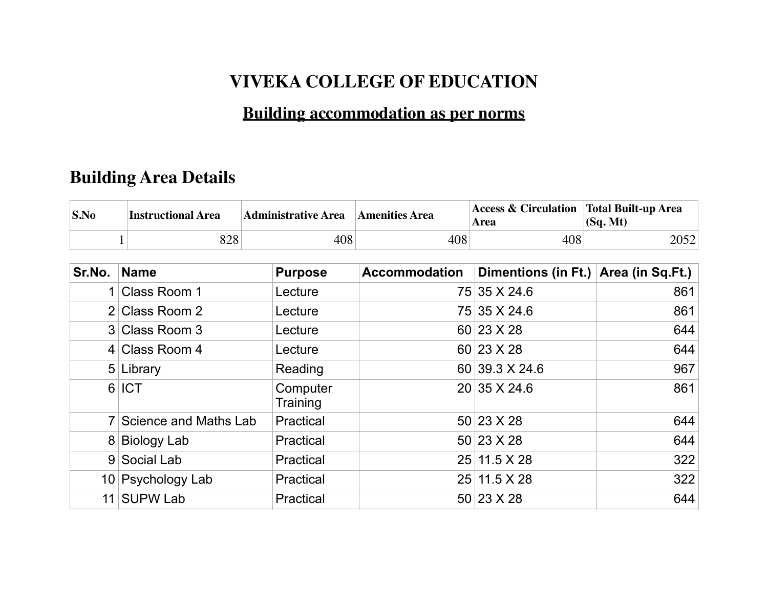# VIVEKA COLLEGE OF EDUCATION

## Building accommodation as per norms

## Building Area Details

| S.No | Instructional Area | Administrative Area | Amenities Area | Access & Circulation Area | Total Built-up Area (Sq. Mt) |
|---|---|---|---|---|---|
| 1 | 828 | 408 | 408 | 408 | 2052 |

| Sr.No. | Name | Purpose | Accommodation | Dimentions (in Ft.) | Area (in Sq.Ft.) |
|---|---|---|---|---|---|
| 1 | Class Room 1 | Lecture | 75 | 35 X 24.6 | 861 |
| 2 | Class Room 2 | Lecture | 75 | 35 X 24.6 | 861 |
| 3 | Class Room 3 | Lecture | 60 | 23 X 28 | 644 |
| 4 | Class Room 4 | Lecture | 60 | 23 X 28 | 644 |
| 5 | Library | Reading | 60 | 39.3 X 24.6 | 967 |
| 6 | ICT | Computer Training | 20 | 35 X 24.6 | 861 |
| 7 | Science and Maths Lab | Practical | 50 | 23 X 28 | 644 |
| 8 | Biology Lab | Practical | 50 | 23 X 28 | 644 |
| 9 | Social Lab | Practical | 25 | 11.5 X 28 | 322 |
| 10 | Psychology Lab | Practical | 25 | 11.5 X 28 | 322 |
| 11 | SUPW Lab | Practical | 50 | 23 X 28 | 644 |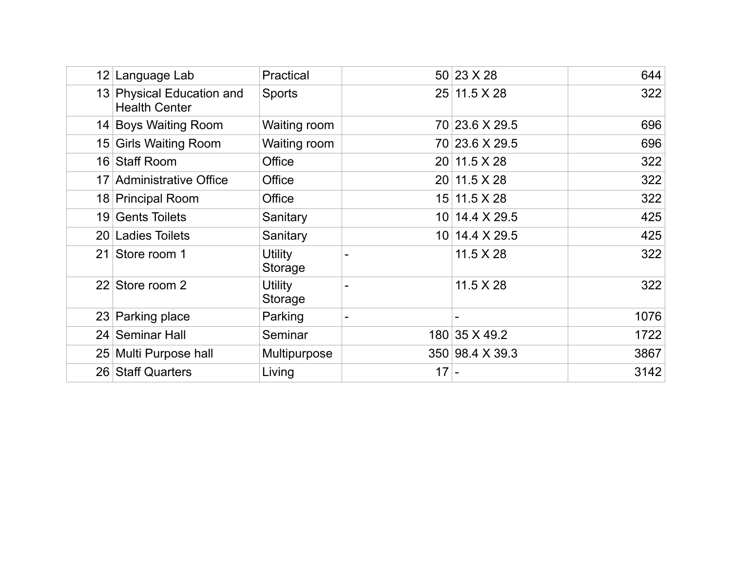| | | | | | |
|---|---|---|---|---|---|
| 12 | Language Lab | Practical | 50 | 23 X 28 | 644 |
| 13 | Physical Education and Health Center | Sports | 25 | 11.5 X 28 | 322 |
| 14 | Boys Waiting Room | Waiting room | 70 | 23.6 X 29.5 | 696 |
| 15 | Girls Waiting Room | Waiting room | 70 | 23.6 X 29.5 | 696 |
| 16 | Staff Room | Office | 20 | 11.5 X 28 | 322 |
| 17 | Administrative Office | Office | 20 | 11.5 X 28 | 322 |
| 18 | Principal Room | Office | 15 | 11.5 X 28 | 322 |
| 19 | Gents Toilets | Sanitary | 10 | 14.4 X 29.5 | 425 |
| 20 | Ladies Toilets | Sanitary | 10 | 14.4 X 29.5 | 425 |
| 21 | Store room 1 | Utility Storage | - | 11.5 X 28 | 322 |
| 22 | Store room 2 | Utility Storage | - | 11.5 X 28 | 322 |
| 23 | Parking place | Parking | - | - | 1076 |
| 24 | Seminar Hall | Seminar | 180 | 35 X 49.2 | 1722 |
| 25 | Multi Purpose hall | Multipurpose | 350 | 98.4 X 39.3 | 3867 |
| 26 | Staff Quarters | Living | 17 | - | 3142 |